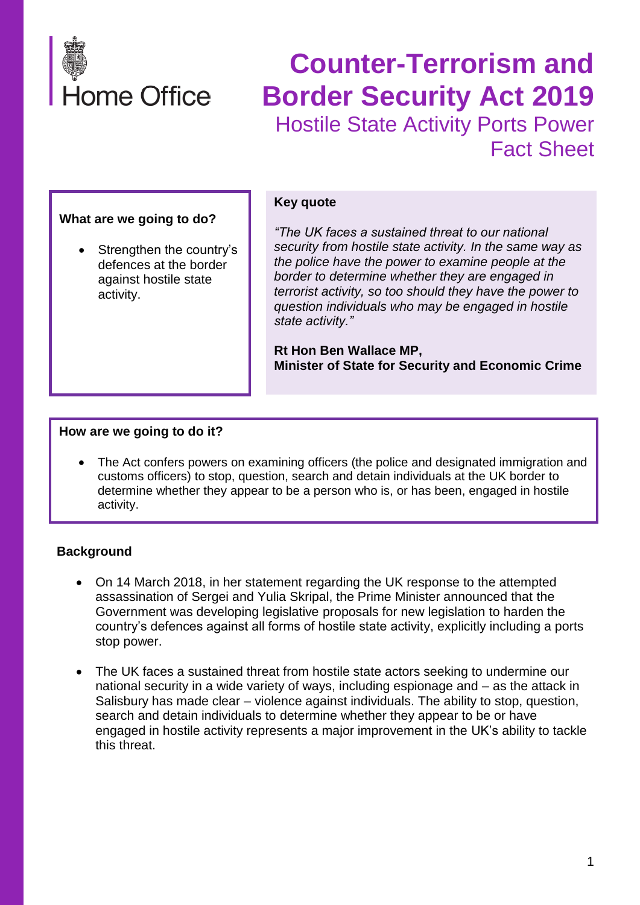Home Office

# Counter-Terrorism and Border Security Act 2019

## Hostile State Activity Ports Power Fact Sheet

**What are we going to do?**

- Strengthen the country's defences at the border against hostile state activity.

**Key quote**

*"The UK faces a sustained threat to our national security from hostile state activity. In the same way as the police have the power to examine people at the border to determine whether they are engaged in terrorist activity, so too should they have the power to question individuals who may be engaged in hostile state activity."*

**Rt Hon Ben Wallace MP,**
**Minister of State for Security and Economic Crime**

**How are we going to do it?**

- The Act confers powers on examining officers (the police and designated immigration and customs officers) to stop, question, search and detain individuals at the UK border to determine whether they appear to be a person who is, or has been, engaged in hostile activity.

**Background**

- On 14 March 2018, in her statement regarding the UK response to the attempted assassination of Sergei and Yulia Skripal, the Prime Minister announced that the Government was developing legislative proposals for new legislation to harden the country's defences against all forms of hostile state activity, explicitly including a ports stop power.

- The UK faces a sustained threat from hostile state actors seeking to undermine our national security in a wide variety of ways, including espionage and – as the attack in Salisbury has made clear – violence against individuals. The ability to stop, question, search and detain individuals to determine whether they appear to be or have engaged in hostile activity represents a major improvement in the UK's ability to tackle this threat.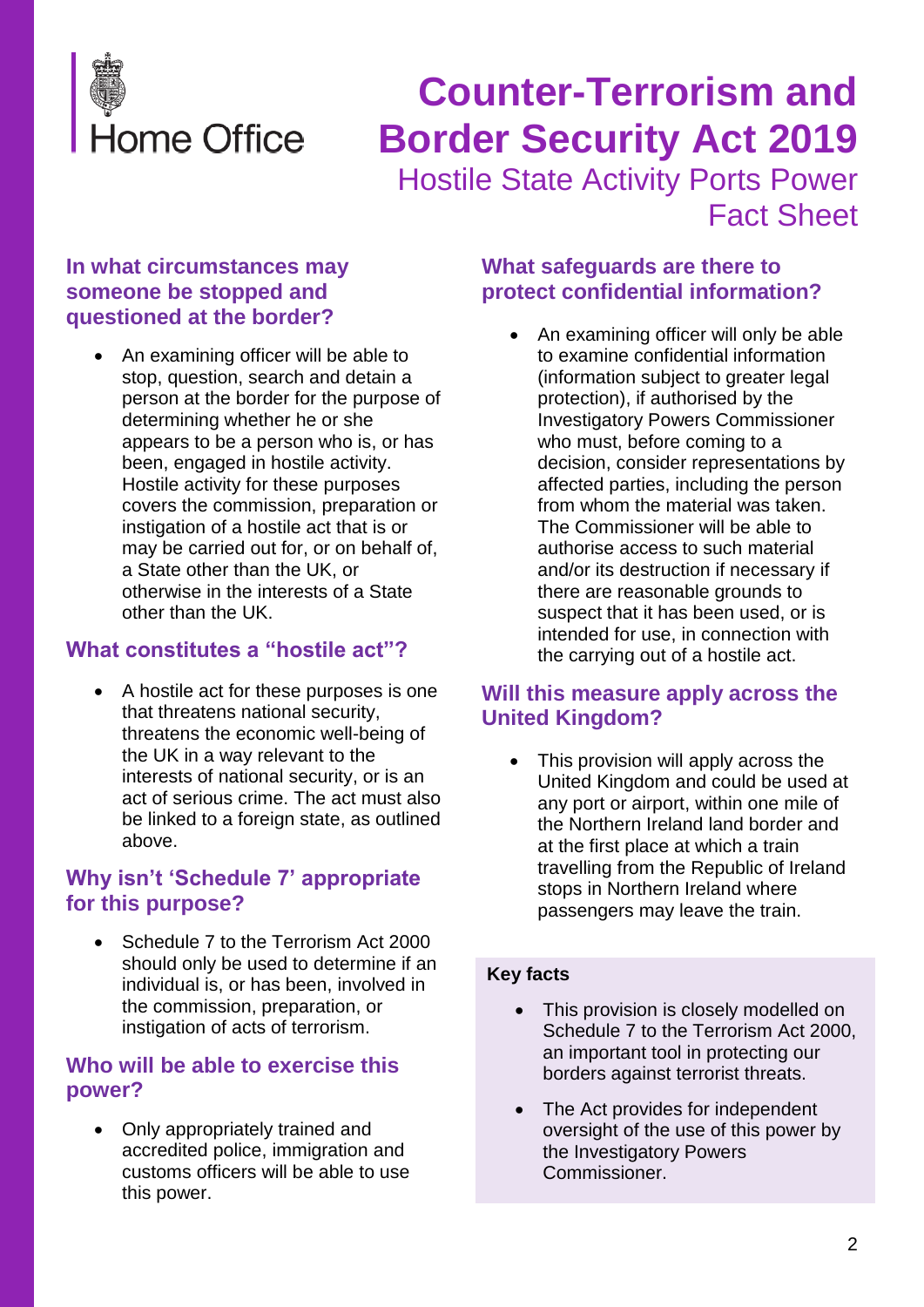Home Office

# Counter-Terrorism and Border Security Act 2019

## Hostile State Activity Ports Power Fact Sheet

### In what circumstances may someone be stopped and questioned at the border?

- An examining officer will be able to stop, question, search and detain a person at the border for the purpose of determining whether he or she appears to be a person who is, or has been, engaged in hostile activity. Hostile activity for these purposes covers the commission, preparation or instigation of a hostile act that is or may be carried out for, or on behalf of, a State other than the UK, or otherwise in the interests of a State other than the UK.

### What constitutes a "hostile act"?

- A hostile act for these purposes is one that threatens national security, threatens the economic well-being of the UK in a way relevant to the interests of national security, or is an act of serious crime. The act must also be linked to a foreign state, as outlined above.

### Why isn't 'Schedule 7' appropriate for this purpose?

- Schedule 7 to the Terrorism Act 2000 should only be used to determine if an individual is, or has been, involved in the commission, preparation, or instigation of acts of terrorism.

### Who will be able to exercise this power?

- Only appropriately trained and accredited police, immigration and customs officers will be able to use this power.

### What safeguards are there to protect confidential information?

- An examining officer will only be able to examine confidential information (information subject to greater legal protection), if authorised by the Investigatory Powers Commissioner who must, before coming to a decision, consider representations by affected parties, including the person from whom the material was taken. The Commissioner will be able to authorise access to such material and/or its destruction if necessary if there are reasonable grounds to suspect that it has been used, or is intended for use, in connection with the carrying out of a hostile act.

### Will this measure apply across the United Kingdom?

- This provision will apply across the United Kingdom and could be used at any port or airport, within one mile of the Northern Ireland land border and at the first place at which a train travelling from the Republic of Ireland stops in Northern Ireland where passengers may leave the train.

**Key facts**

- This provision is closely modelled on Schedule 7 to the Terrorism Act 2000, an important tool in protecting our borders against terrorist threats.
- The Act provides for independent oversight of the use of this power by the Investigatory Powers Commissioner.